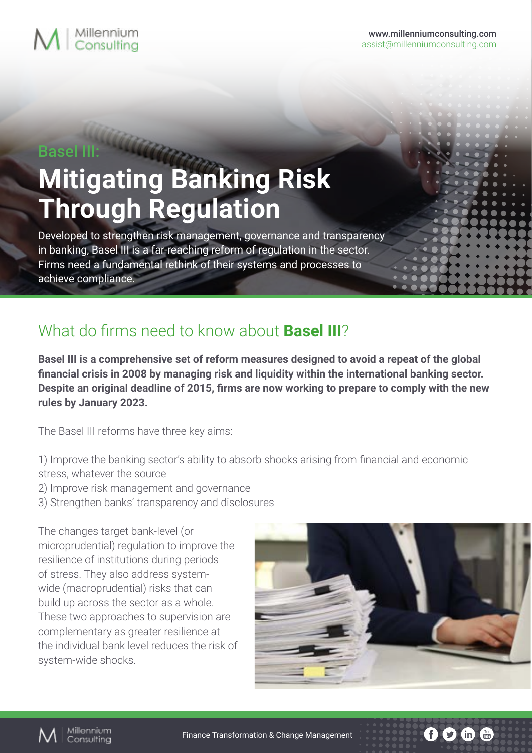Millennium Consulting

www.millenniumconsulting.com
assist@millenniumconsulting.com

## Basel III:

# Mitigating Banking Risk Through Regulation

Developed to strengthen risk management, governance and transparency in banking, Basel III is a far-reaching reform of regulation in the sector. Firms need a fundamental rethink of their systems and processes to achieve compliance.

## What do firms need to know about **Basel III**?

**Basel III is a comprehensive set of reform measures designed to avoid a repeat of the global financial crisis in 2008 by managing risk and liquidity within the international banking sector. Despite an original deadline of 2015, firms are now working to prepare to comply with the new rules by January 2023.**

The Basel III reforms have three key aims:

1) Improve the banking sector's ability to absorb shocks arising from financial and economic stress, whatever the source
2) Improve risk management and governance
3) Strengthen banks' transparency and disclosures

The changes target bank-level (or microprudential) regulation to improve the resilience of institutions during periods of stress. They also address system-wide (macroprudential) risks that can build up across the sector as a whole. These two approaches to supervision are complementary as greater resilience at the individual bank level reduces the risk of system-wide shocks.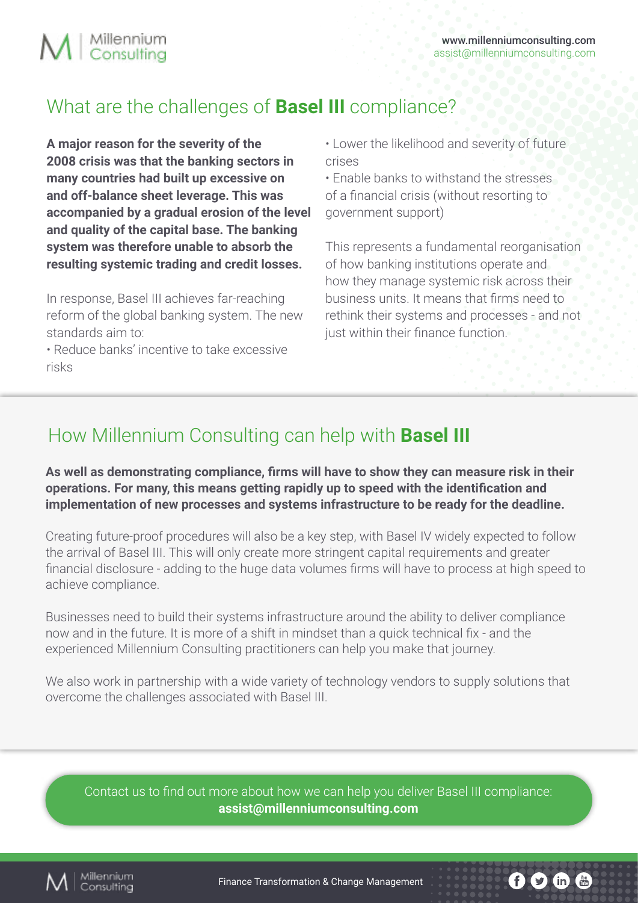## What are the challenges of **Basel III** compliance?

**A major reason for the severity of the 2008 crisis was that the banking sectors in many countries had built up excessive on and off-balance sheet leverage. This was accompanied by a gradual erosion of the level and quality of the capital base. The banking system was therefore unable to absorb the resulting systemic trading and credit losses.**

In response, Basel III achieves far-reaching reform of the global banking system. The new standards aim to:

- Reduce banks' incentive to take excessive risks
- Lower the likelihood and severity of future crises
- Enable banks to withstand the stresses of a financial crisis (without resorting to government support)

This represents a fundamental reorganisation of how banking institutions operate and how they manage systemic risk across their business units. It means that firms need to rethink their systems and processes - and not just within their finance function.

## How Millennium Consulting can help with **Basel III**

**As well as demonstrating compliance, firms will have to show they can measure risk in their operations. For many, this means getting rapidly up to speed with the identification and implementation of new processes and systems infrastructure to be ready for the deadline.**

Creating future-proof procedures will also be a key step, with Basel IV widely expected to follow the arrival of Basel III. This will only create more stringent capital requirements and greater financial disclosure - adding to the huge data volumes firms will have to process at high speed to achieve compliance.

Businesses need to build their systems infrastructure around the ability to deliver compliance now and in the future. It is more of a shift in mindset than a quick technical fix - and the experienced Millennium Consulting practitioners can help you make that journey.

We also work in partnership with a wide variety of technology vendors to supply solutions that overcome the challenges associated with Basel III.

Contact us to find out more about how we can help you deliver Basel III compliance:
**assist@millenniumconsulting.com**

Finance Transformation & Change Management